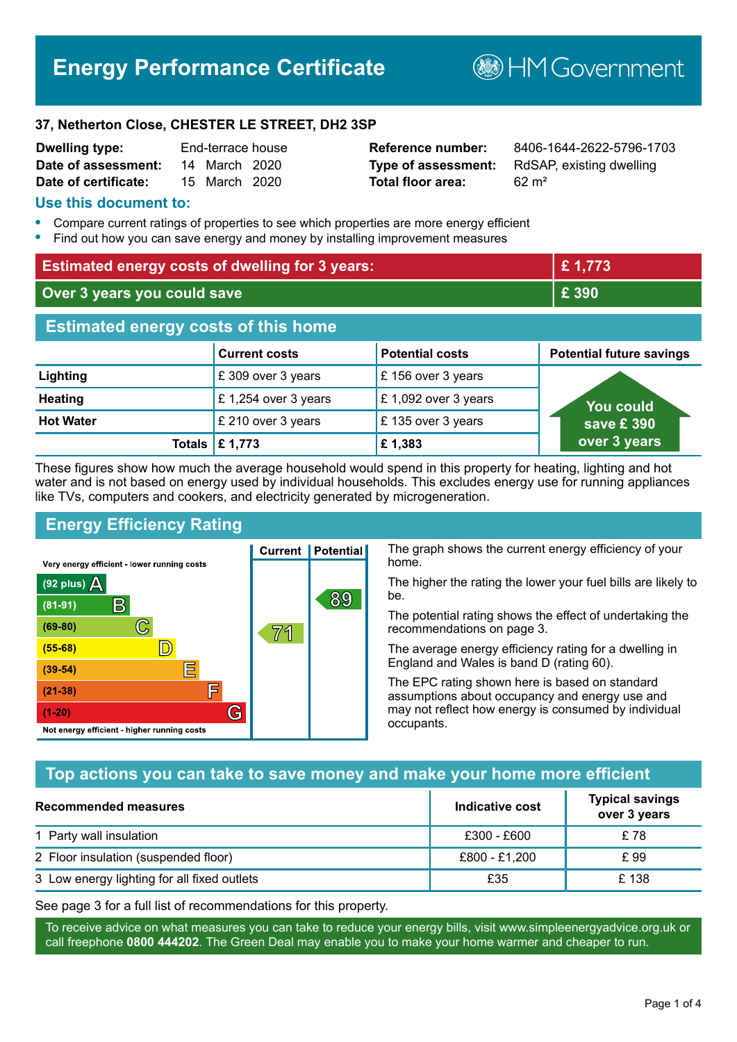# Energy Performance Certificate

HM Government

**37, Netherton Close, CHESTER LE STREET, DH2 3SP**

| | | | |
|---|---|---|---|
| **Dwelling type:** | End-terrace house | **Reference number:** | 8406-1644-2622-5796-1703 |
| **Date of assessment:** | 14 March 2020 | **Type of assessment:** | RdSAP, existing dwelling |
| **Date of certificate:** | 15 March 2020 | **Total floor area:** | 62 m² |

## Use this document to:

- Compare current ratings of properties to see which properties are more energy efficient
- Find out how you can save energy and money by installing improvement measures

| | |
|---|---|
| **Estimated energy costs of dwelling for 3 years:** | **£ 1,773** |
| **Over 3 years you could save** | **£ 390** |

## Estimated energy costs of this home

| | Current costs | Potential costs | Potential future savings |
|---|---|---|---|
| **Lighting** | £ 309 over 3 years | £ 156 over 3 years | You could save £ 390 over 3 years |
| **Heating** | £ 1,254 over 3 years | £ 1,092 over 3 years | |
| **Hot Water** | £ 210 over 3 years | £ 135 over 3 years | |
| **Totals** | **£ 1,773** | **£ 1,383** | |

These figures show how much the average household would spend in this property for heating, lighting and hot water and is not based on energy used by individual households. This excludes energy use for running appliances like TVs, computers and cookers, and electricity generated by microgeneration.

## Energy Efficiency Rating

| Rating | Current | Potential |
|---|---|---|
| Very energy efficient - lower running costs | | |
| (92 plus) A | | |
| (81-91) B | | 89 |
| (69-80) C | 71 | |
| (55-68) D | | |
| (39-54) E | | |
| (21-38) F | | |
| (1-20) G | | |
| Not energy efficient - higher running costs | | |

The graph shows the current energy efficiency of your home.

The higher the rating the lower your fuel bills are likely to be.

The potential rating shows the effect of undertaking the recommendations on page 3.

The average energy efficiency rating for a dwelling in England and Wales is band D (rating 60).

The EPC rating shown here is based on standard assumptions about occupancy and energy use and may not reflect how energy is consumed by individual occupants.

## Top actions you can take to save money and make your home more efficient

| Recommended measures | Indicative cost | Typical savings over 3 years |
|---|---|---|
| 1 Party wall insulation | £300 - £600 | £ 78 |
| 2 Floor insulation (suspended floor) | £800 - £1,200 | £ 99 |
| 3 Low energy lighting for all fixed outlets | £35 | £ 138 |

See page 3 for a full list of recommendations for this property.

To receive advice on what measures you can take to reduce your energy bills, visit www.simpleenergyadvice.org.uk or call freephone **0800 444202**. The Green Deal may enable you to make your home warmer and cheaper to run.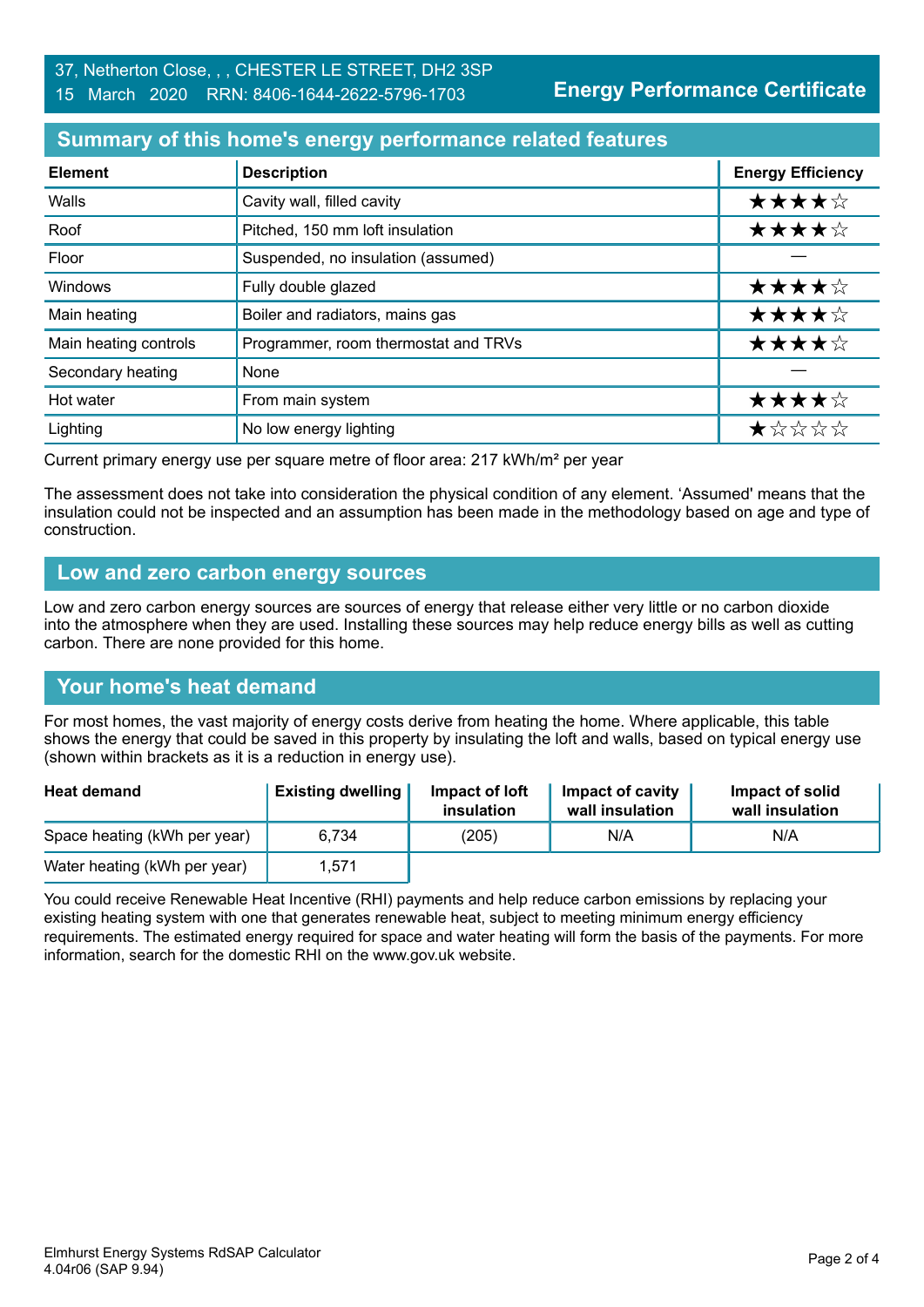37, Netherton Close, , , CHESTER LE STREET, DH2 3SP
15 March 2020 RRN: 8406-1644-2622-5796-1703

**Energy Performance Certificate**

## Summary of this home's energy performance related features

| Element | Description | Energy Efficiency |
|---|---|---|
| Walls | Cavity wall, filled cavity | ★★★★☆ |
| Roof | Pitched, 150 mm loft insulation | ★★★★☆ |
| Floor | Suspended, no insulation (assumed) | — |
| Windows | Fully double glazed | ★★★★☆ |
| Main heating | Boiler and radiators, mains gas | ★★★★☆ |
| Main heating controls | Programmer, room thermostat and TRVs | ★★★★☆ |
| Secondary heating | None | — |
| Hot water | From main system | ★★★★☆ |
| Lighting | No low energy lighting | ★☆☆☆☆ |

Current primary energy use per square metre of floor area: 217 kWh/m² per year

The assessment does not take into consideration the physical condition of any element. 'Assumed' means that the insulation could not be inspected and an assumption has been made in the methodology based on age and type of construction.

## Low and zero carbon energy sources

Low and zero carbon energy sources are sources of energy that release either very little or no carbon dioxide into the atmosphere when they are used. Installing these sources may help reduce energy bills as well as cutting carbon. There are none provided for this home.

## Your home's heat demand

For most homes, the vast majority of energy costs derive from heating the home. Where applicable, this table shows the energy that could be saved in this property by insulating the loft and walls, based on typical energy use (shown within brackets as it is a reduction in energy use).

| Heat demand | Existing dwelling | Impact of loft insulation | Impact of cavity wall insulation | Impact of solid wall insulation |
|---|---|---|---|---|
| Space heating (kWh per year) | 6,734 | (205) | N/A | N/A |
| Water heating (kWh per year) | 1,571 | | | |

You could receive Renewable Heat Incentive (RHI) payments and help reduce carbon emissions by replacing your existing heating system with one that generates renewable heat, subject to meeting minimum energy efficiency requirements. The estimated energy required for space and water heating will form the basis of the payments. For more information, search for the domestic RHI on the www.gov.uk website.

Elmhurst Energy Systems RdSAP Calculator
4.04r06 (SAP 9.94)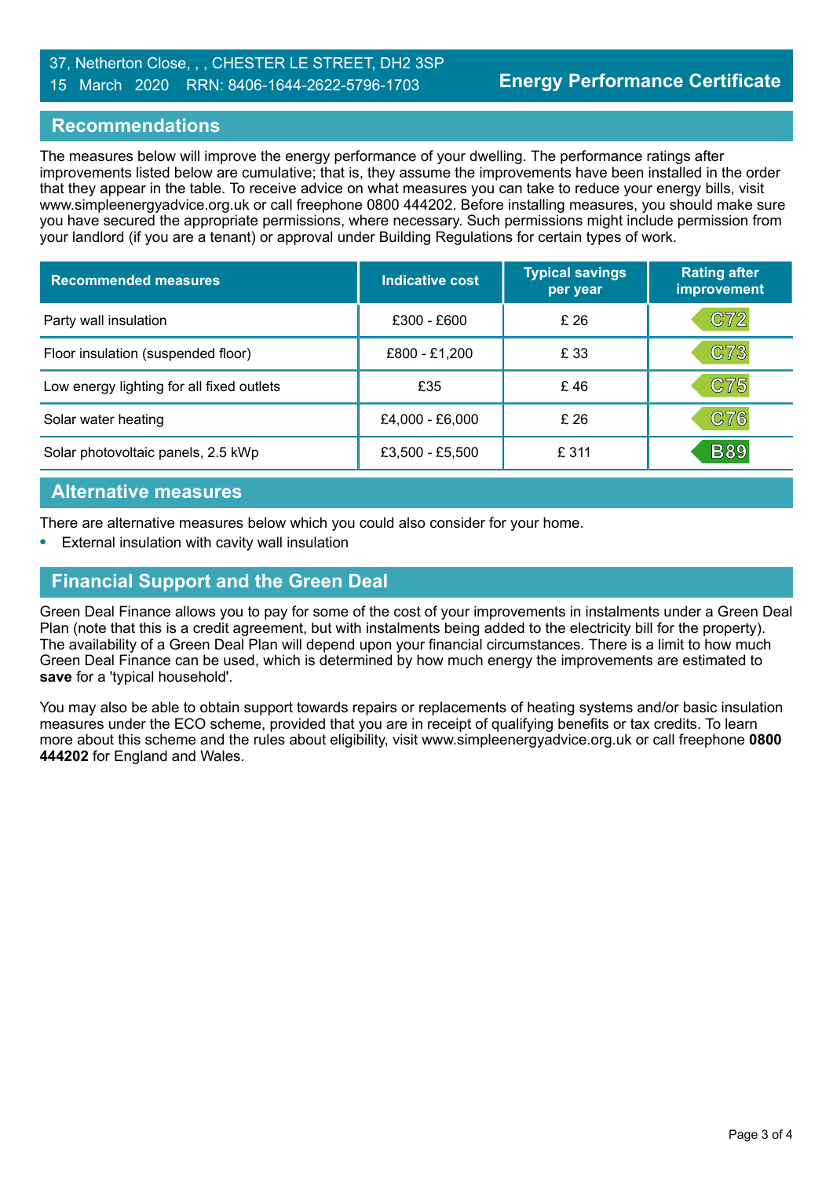37, Netherton Close, , , CHESTER LE STREET, DH2 3SP
15 March 2020 RRN: 8406-1644-2622-5796-1703

**Energy Performance Certificate**

## Recommendations

The measures below will improve the energy performance of your dwelling. The performance ratings after improvements listed below are cumulative; that is, they assume the improvements have been installed in the order that they appear in the table. To receive advice on what measures you can take to reduce your energy bills, visit www.simpleenergyadvice.org.uk or call freephone 0800 444202. Before installing measures, you should make sure you have secured the appropriate permissions, where necessary. Such permissions might include permission from your landlord (if you are a tenant) or approval under Building Regulations for certain types of work.

| Recommended measures | Indicative cost | Typical savings per year | Rating after improvement |
|---|---|---|---|
| Party wall insulation | £300 - £600 | £ 26 | C72 |
| Floor insulation (suspended floor) | £800 - £1,200 | £ 33 | C73 |
| Low energy lighting for all fixed outlets | £35 | £ 46 | C75 |
| Solar water heating | £4,000 - £6,000 | £ 26 | C76 |
| Solar photovoltaic panels, 2.5 kWp | £3,500 - £5,500 | £ 311 | B89 |

## Alternative measures

There are alternative measures below which you could also consider for your home.

- External insulation with cavity wall insulation

## Financial Support and the Green Deal

Green Deal Finance allows you to pay for some of the cost of your improvements in instalments under a Green Deal Plan (note that this is a credit agreement, but with instalments being added to the electricity bill for the property). The availability of a Green Deal Plan will depend upon your financial circumstances. There is a limit to how much Green Deal Finance can be used, which is determined by how much energy the improvements are estimated to **save** for a 'typical household'.

You may also be able to obtain support towards repairs or replacements of heating systems and/or basic insulation measures under the ECO scheme, provided that you are in receipt of qualifying benefits or tax credits. To learn more about this scheme and the rules about eligibility, visit www.simpleenergyadvice.org.uk or call freephone **0800 444202** for England and Wales.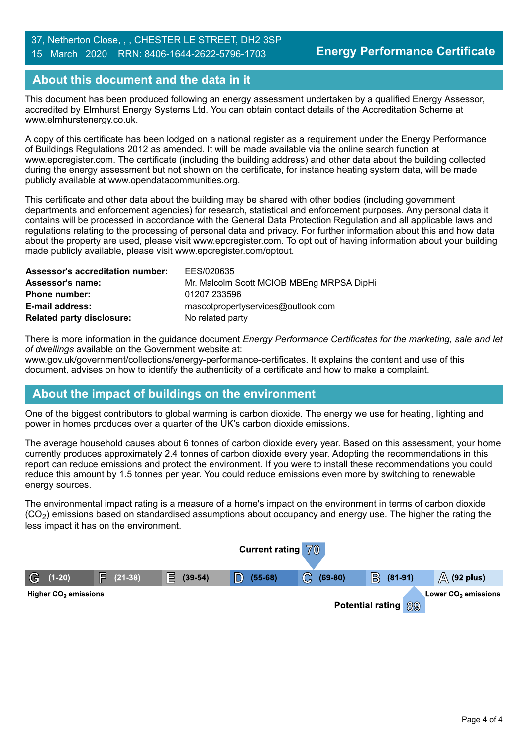37, Netherton Close, , , CHESTER LE STREET, DH2 3SP
15 March 2020 RRN: 8406-1644-2622-5796-1703

**Energy Performance Certificate**

## About this document and the data in it

This document has been produced following an energy assessment undertaken by a qualified Energy Assessor, accredited by Elmhurst Energy Systems Ltd. You can obtain contact details of the Accreditation Scheme at www.elmhurstenergy.co.uk.

A copy of this certificate has been lodged on a national register as a requirement under the Energy Performance of Buildings Regulations 2012 as amended. It will be made available via the online search function at www.epcregister.com. The certificate (including the building address) and other data about the building collected during the energy assessment but not shown on the certificate, for instance heating system data, will be made publicly available at www.opendatacommunities.org.

This certificate and other data about the building may be shared with other bodies (including government departments and enforcement agencies) for research, statistical and enforcement purposes. Any personal data it contains will be processed in accordance with the General Data Protection Regulation and all applicable laws and regulations relating to the processing of personal data and privacy. For further information about this and how data about the property are used, please visit www.epcregister.com. To opt out of having information about your building made publicly available, please visit www.epcregister.com/optout.

| | |
|---|---|
| **Assessor's accreditation number:** | EES/020635 |
| **Assessor's name:** | Mr. Malcolm Scott MCIOB MBEng MRPSA DipHi |
| **Phone number:** | 01207 233596 |
| **E-mail address:** | mascotpropertyservices@outlook.com |
| **Related party disclosure:** | No related party |

There is more information in the guidance document *Energy Performance Certificates for the marketing, sale and let of dwellings* available on the Government website at: www.gov.uk/government/collections/energy-performance-certificates. It explains the content and use of this document, advises on how to identify the authenticity of a certificate and how to make a complaint.

## About the impact of buildings on the environment

One of the biggest contributors to global warming is carbon dioxide. The energy we use for heating, lighting and power in homes produces over a quarter of the UK's carbon dioxide emissions.

The average household causes about 6 tonnes of carbon dioxide every year. Based on this assessment, your home currently produces approximately 2.4 tonnes of carbon dioxide every year. Adopting the recommendations in this report can reduce emissions and protect the environment. If you were to install these recommendations you could reduce this amount by 1.5 tonnes per year. You could reduce emissions even more by switching to renewable energy sources.

The environmental impact rating is a measure of a home's impact on the environment in terms of carbon dioxide ($CO_2$) emissions based on standardised assumptions about occupancy and energy use. The higher the rating the less impact it has on the environment.

Current rating 70

G (1-20) F (21-38) E (39-54) D (55-68) C (69-80) B (81-91) A (92 plus)

Higher $CO_2$ emissions

Lower $CO_2$ emissions

Potential rating 89